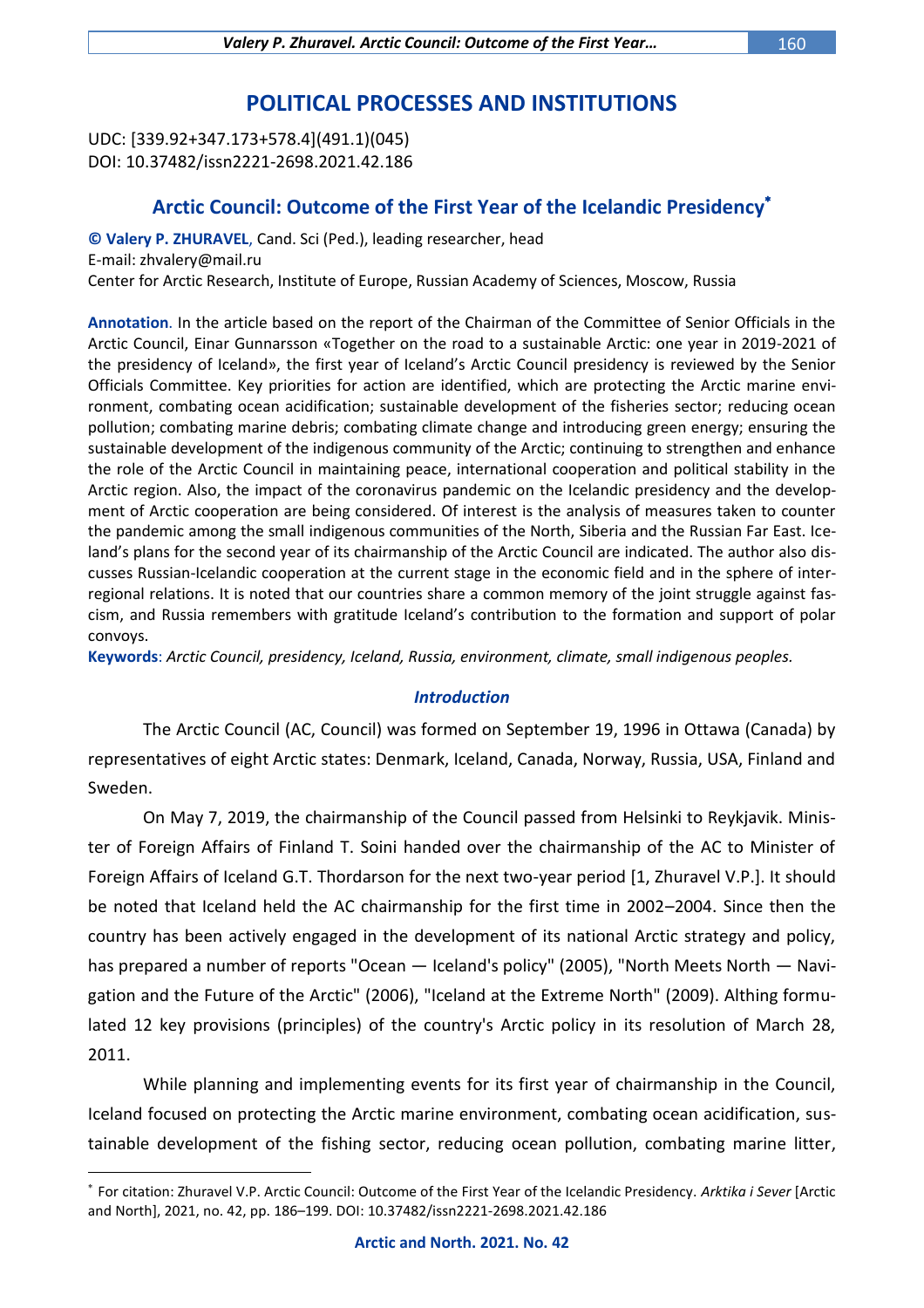# POLITICAL PROCESSES AND INSTITUTIONS

UDC: [339.92+347.173+578.4](491.1)(045)
DOI: 10.37482/issn2221-2698.2021.42.186

## Arctic Council: Outcome of the First Year of the Icelandic Presidency*

**© Valery P. ZHURAVEL**, Cand. Sci (Ped.), leading researcher, head
E-mail: zhvalery@mail.ru
Center for Arctic Research, Institute of Europe, Russian Academy of Sciences, Moscow, Russia

**Annotation**. In the article based on the report of the Chairman of the Committee of Senior Officials in the Arctic Council, Einar Gunnarsson «Together on the road to a sustainable Arctic: one year in 2019-2021 of the presidency of Iceland», the first year of Iceland's Arctic Council presidency is reviewed by the Senior Officials Committee. Key priorities for action are identified, which are protecting the Arctic marine environment, combating ocean acidification; sustainable development of the fisheries sector; reducing ocean pollution; combating marine debris; combating climate change and introducing green energy; ensuring the sustainable development of the indigenous community of the Arctic; continuing to strengthen and enhance the role of the Arctic Council in maintaining peace, international cooperation and political stability in the Arctic region. Also, the impact of the coronavirus pandemic on the Icelandic presidency and the development of Arctic cooperation are being considered. Of interest is the analysis of measures taken to counter the pandemic among the small indigenous communities of the North, Siberia and the Russian Far East. Iceland's plans for the second year of its chairmanship of the Arctic Council are indicated. The author also discusses Russian-Icelandic cooperation at the current stage in the economic field and in the sphere of interregional relations. It is noted that our countries share a common memory of the joint struggle against fascism, and Russia remembers with gratitude Iceland's contribution to the formation and support of polar convoys.

**Keywords**: *Arctic Council, presidency, Iceland, Russia, environment, climate, small indigenous peoples.*

### *Introduction*

The Arctic Council (AC, Council) was formed on September 19, 1996 in Ottawa (Canada) by representatives of eight Arctic states: Denmark, Iceland, Canada, Norway, Russia, USA, Finland and Sweden.

On May 7, 2019, the chairmanship of the Council passed from Helsinki to Reykjavik. Minister of Foreign Affairs of Finland T. Soini handed over the chairmanship of the AC to Minister of Foreign Affairs of Iceland G.T. Thordarson for the next two-year period [1, Zhuravel V.P.]. It should be noted that Iceland held the AC chairmanship for the first time in 2002–2004. Since then the country has been actively engaged in the development of its national Arctic strategy and policy, has prepared a number of reports "Ocean — Iceland's policy" (2005), "North Meets North — Navigation and the Future of the Arctic" (2006), "Iceland at the Extreme North" (2009). Althing formulated 12 key provisions (principles) of the country's Arctic policy in its resolution of March 28, 2011.

While planning and implementing events for its first year of chairmanship in the Council, Iceland focused on protecting the Arctic marine environment, combating ocean acidification, sustainable development of the fishing sector, reducing ocean pollution, combating marine litter,

---

* For citation: Zhuravel V.P. Arctic Council: Outcome of the First Year of the Icelandic Presidency. *Arktika i Sever* [Arctic and North], 2021, no. 42, pp. 186–199. DOI: 10.37482/issn2221-2698.2021.42.186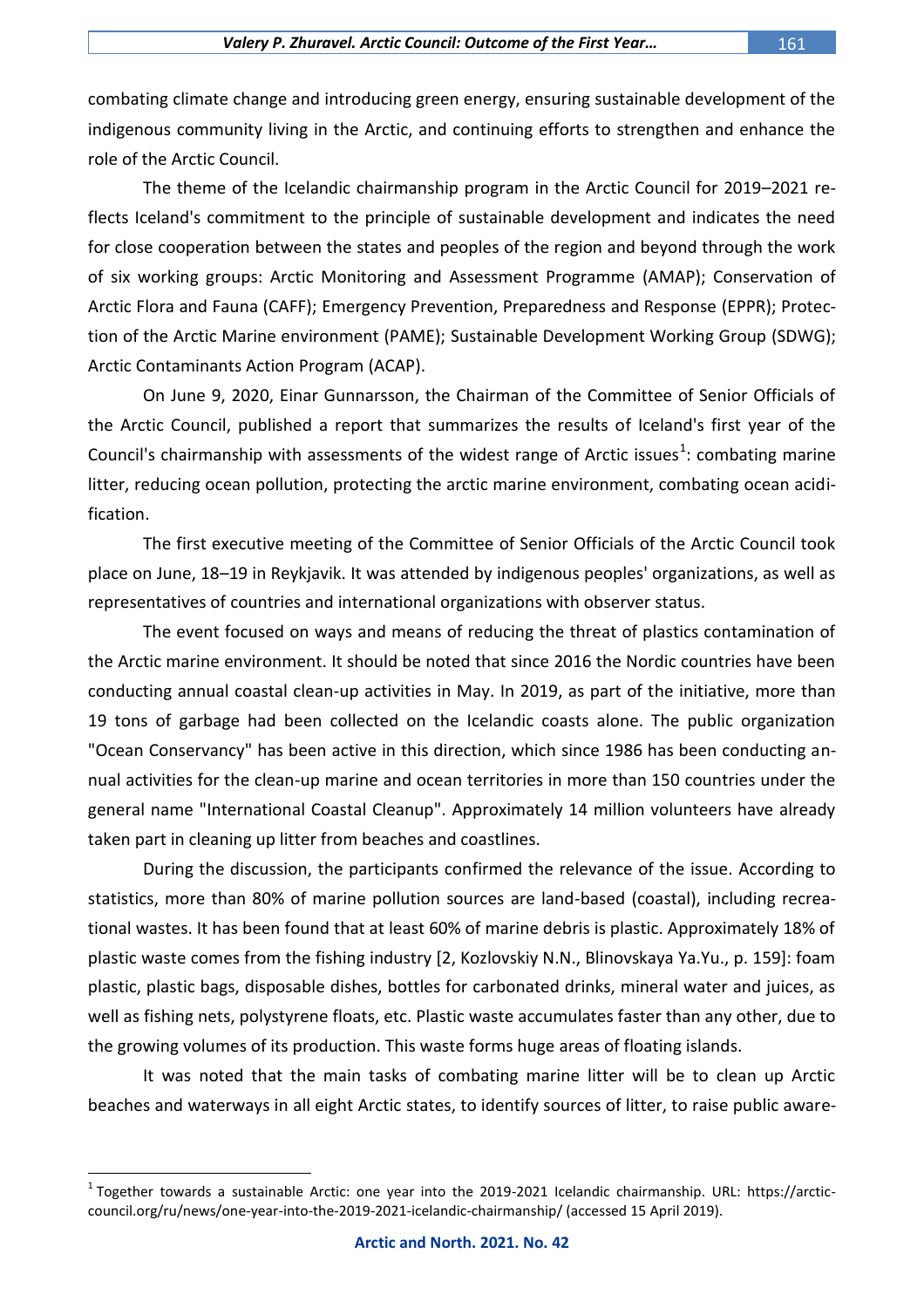combating climate change and introducing green energy, ensuring sustainable development of the indigenous community living in the Arctic, and continuing efforts to strengthen and enhance the role of the Arctic Council.

The theme of the Icelandic chairmanship program in the Arctic Council for 2019–2021 reflects Iceland's commitment to the principle of sustainable development and indicates the need for close cooperation between the states and peoples of the region and beyond through the work of six working groups: Arctic Monitoring and Assessment Programme (AMAP); Conservation of Arctic Flora and Fauna (CAFF); Emergency Prevention, Preparedness and Response (EPPR); Protection of the Arctic Marine environment (PAME); Sustainable Development Working Group (SDWG); Arctic Contaminants Action Program (ACAP).

On June 9, 2020, Einar Gunnarsson, the Chairman of the Committee of Senior Officials of the Arctic Council, published a report that summarizes the results of Iceland's first year of the Council's chairmanship with assessments of the widest range of Arctic issues[1]: combating marine litter, reducing ocean pollution, protecting the arctic marine environment, combating ocean acidification.

The first executive meeting of the Committee of Senior Officials of the Arctic Council took place on June, 18–19 in Reykjavik. It was attended by indigenous peoples' organizations, as well as representatives of countries and international organizations with observer status.

The event focused on ways and means of reducing the threat of plastics contamination of the Arctic marine environment. It should be noted that since 2016 the Nordic countries have been conducting annual coastal clean-up activities in May. In 2019, as part of the initiative, more than 19 tons of garbage had been collected on the Icelandic coasts alone. The public organization "Ocean Conservancy" has been active in this direction, which since 1986 has been conducting annual activities for the clean-up marine and ocean territories in more than 150 countries under the general name "International Coastal Cleanup". Approximately 14 million volunteers have already taken part in cleaning up litter from beaches and coastlines.

During the discussion, the participants confirmed the relevance of the issue. According to statistics, more than 80% of marine pollution sources are land-based (coastal), including recreational wastes. It has been found that at least 60% of marine debris is plastic. Approximately 18% of plastic waste comes from the fishing industry [2, Kozlovskiy N.N., Blinovskaya Ya.Yu., p. 159]: foam plastic, plastic bags, disposable dishes, bottles for carbonated drinks, mineral water and juices, as well as fishing nets, polystyrene floats, etc. Plastic waste accumulates faster than any other, due to the growing volumes of its production. This waste forms huge areas of floating islands.

It was noted that the main tasks of combating marine litter will be to clean up Arctic beaches and waterways in all eight Arctic states, to identify sources of litter, to raise public aware-

---

[1] Together towards a sustainable Arctic: one year into the 2019-2021 Icelandic chairmanship. URL: https://arctic-council.org/ru/news/one-year-into-the-2019-2021-icelandic-chairmanship/ (accessed 15 April 2019).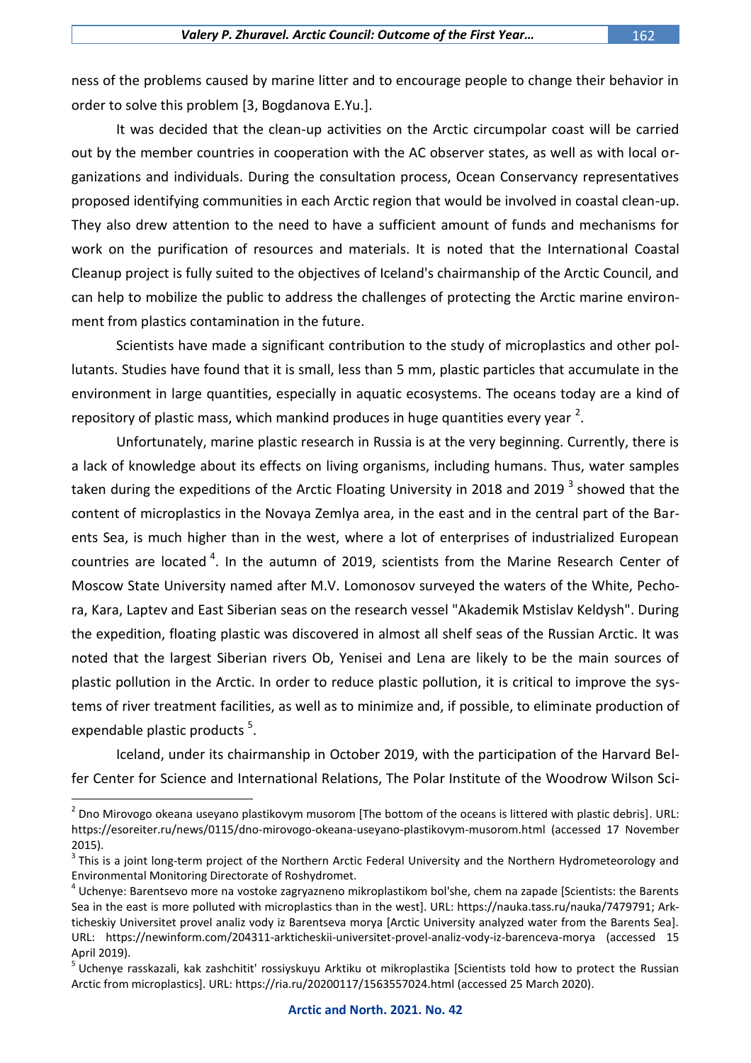ness of the problems caused by marine litter and to encourage people to change their behavior in order to solve this problem [3, Bogdanova E.Yu.].

It was decided that the clean-up activities on the Arctic circumpolar coast will be carried out by the member countries in cooperation with the AC observer states, as well as with local organizations and individuals. During the consultation process, Ocean Conservancy representatives proposed identifying communities in each Arctic region that would be involved in coastal clean-up. They also drew attention to the need to have a sufficient amount of funds and mechanisms for work on the purification of resources and materials. It is noted that the International Coastal Cleanup project is fully suited to the objectives of Iceland's chairmanship of the Arctic Council, and can help to mobilize the public to address the challenges of protecting the Arctic marine environment from plastics contamination in the future.

Scientists have made a significant contribution to the study of microplastics and other pollutants. Studies have found that it is small, less than 5 mm, plastic particles that accumulate in the environment in large quantities, especially in aquatic ecosystems. The oceans today are a kind of repository of plastic mass, which mankind produces in huge quantities every year [2].

Unfortunately, marine plastic research in Russia is at the very beginning. Currently, there is a lack of knowledge about its effects on living organisms, including humans. Thus, water samples taken during the expeditions of the Arctic Floating University in 2018 and 2019 [3] showed that the content of microplastics in the Novaya Zemlya area, in the east and in the central part of the Barents Sea, is much higher than in the west, where a lot of enterprises of industrialized European countries are located [4]. In the autumn of 2019, scientists from the Marine Research Center of Moscow State University named after M.V. Lomonosov surveyed the waters of the White, Pechora, Kara, Laptev and East Siberian seas on the research vessel "Akademik Mstislav Keldysh". During the expedition, floating plastic was discovered in almost all shelf seas of the Russian Arctic. It was noted that the largest Siberian rivers Ob, Yenisei and Lena are likely to be the main sources of plastic pollution in the Arctic. In order to reduce plastic pollution, it is critical to improve the systems of river treatment facilities, as well as to minimize and, if possible, to eliminate production of expendable plastic products [5].

Iceland, under its chairmanship in October 2019, with the participation of the Harvard Belfer Center for Science and International Relations, The Polar Institute of the Woodrow Wilson Sci-

---

[2] Dno Mirovogo okeana useyano plastikovym musorom [The bottom of the oceans is littered with plastic debris]. URL: https://esoreiter.ru/news/0115/dno-mirovogo-okeana-useyano-plastikovym-musorom.html (accessed 17 November 2015).

[3] This is a joint long-term project of the Northern Arctic Federal University and the Northern Hydrometeorology and Environmental Monitoring Directorate of Roshydromet.

[4] Uchenye: Barentsevo more na vostoke zagryazneno mikroplastikom bol'she, chem na zapade [Scientists: the Barents Sea in the east is more polluted with microplastics than in the west]. URL: https://nauka.tass.ru/nauka/7479791; Arkticheskiy Universitet provel analiz vody iz Barentseva morya [Arctic University analyzed water from the Barents Sea]. URL: https://newinform.com/204311-arkticheskii-universitet-provel-analiz-vody-iz-barenceva-morya (accessed 15 April 2019).

[5] Uchenye rasskazali, kak zashchitit' rossiyskuyu Arktiku ot mikroplastika [Scientists told how to protect the Russian Arctic from microplastics]. URL: https://ria.ru/20200117/1563557024.html (accessed 25 March 2020).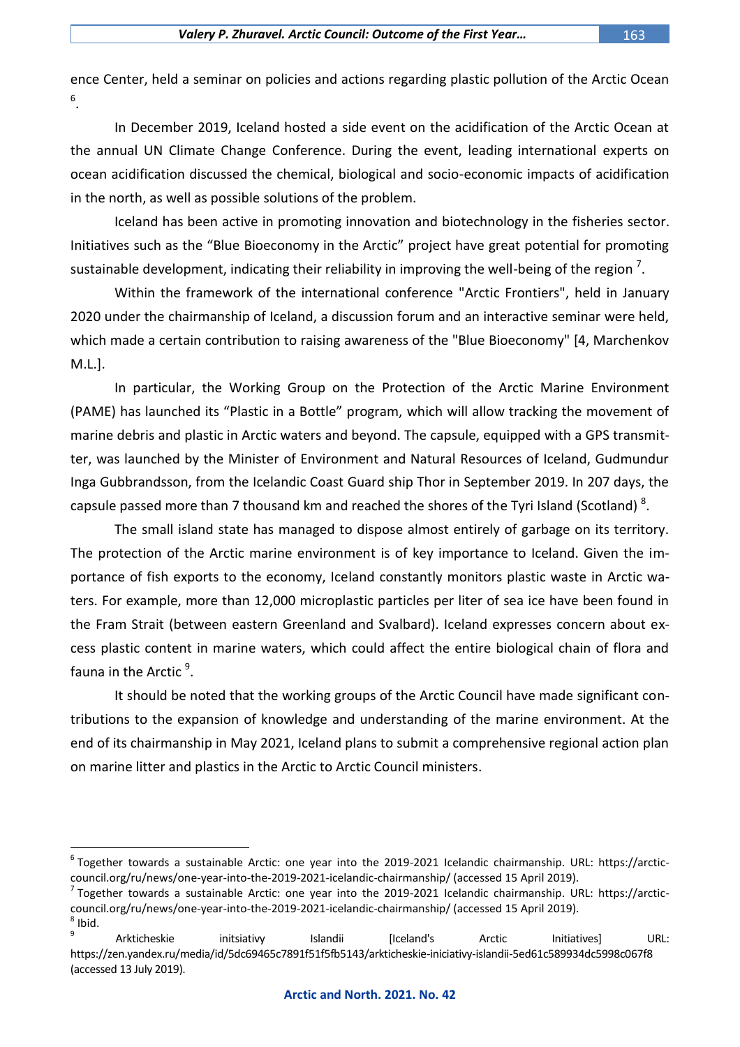ence Center, held a seminar on policies and actions regarding plastic pollution of the Arctic Ocean [6].

In December 2019, Iceland hosted a side event on the acidification of the Arctic Ocean at the annual UN Climate Change Conference. During the event, leading international experts on ocean acidification discussed the chemical, biological and socio-economic impacts of acidification in the north, as well as possible solutions of the problem.

Iceland has been active in promoting innovation and biotechnology in the fisheries sector. Initiatives such as the "Blue Bioeconomy in the Arctic" project have great potential for promoting sustainable development, indicating their reliability in improving the well-being of the region [7].

Within the framework of the international conference "Arctic Frontiers", held in January 2020 under the chairmanship of Iceland, a discussion forum and an interactive seminar were held, which made a certain contribution to raising awareness of the "Blue Bioeconomy" [4, Marchenkov M.L.].

In particular, the Working Group on the Protection of the Arctic Marine Environment (PAME) has launched its "Plastic in a Bottle" program, which will allow tracking the movement of marine debris and plastic in Arctic waters and beyond. The capsule, equipped with a GPS transmitter, was launched by the Minister of Environment and Natural Resources of Iceland, Gudmundur Inga Gubbrandsson, from the Icelandic Coast Guard ship Thor in September 2019. In 207 days, the capsule passed more than 7 thousand km and reached the shores of the Tyri Island (Scotland) [8].

The small island state has managed to dispose almost entirely of garbage on its territory. The protection of the Arctic marine environment is of key importance to Iceland. Given the importance of fish exports to the economy, Iceland constantly monitors plastic waste in Arctic waters. For example, more than 12,000 microplastic particles per liter of sea ice have been found in the Fram Strait (between eastern Greenland and Svalbard). Iceland expresses concern about excess plastic content in marine waters, which could affect the entire biological chain of flora and fauna in the Arctic [9].

It should be noted that the working groups of the Arctic Council have made significant contributions to the expansion of knowledge and understanding of the marine environment. At the end of its chairmanship in May 2021, Iceland plans to submit a comprehensive regional action plan on marine litter and plastics in the Arctic to Arctic Council ministers.

---

[6] Together towards a sustainable Arctic: one year into the 2019-2021 Icelandic chairmanship. URL: https://arctic-council.org/ru/news/one-year-into-the-2019-2021-icelandic-chairmanship/ (accessed 15 April 2019).

[7] Together towards a sustainable Arctic: one year into the 2019-2021 Icelandic chairmanship. URL: https://arctic-council.org/ru/news/one-year-into-the-2019-2021-icelandic-chairmanship/ (accessed 15 April 2019).

[8] Ibid.

[9] Arkticheskie initsiativy Islandii [Iceland's Arctic Initiatives] URL: https://zen.yandex.ru/media/id/5dc69465c7891f51f5fb5143/arkticheskie-iniciativy-islandii-5ed61c589934dc5998c067f8 (accessed 13 July 2019).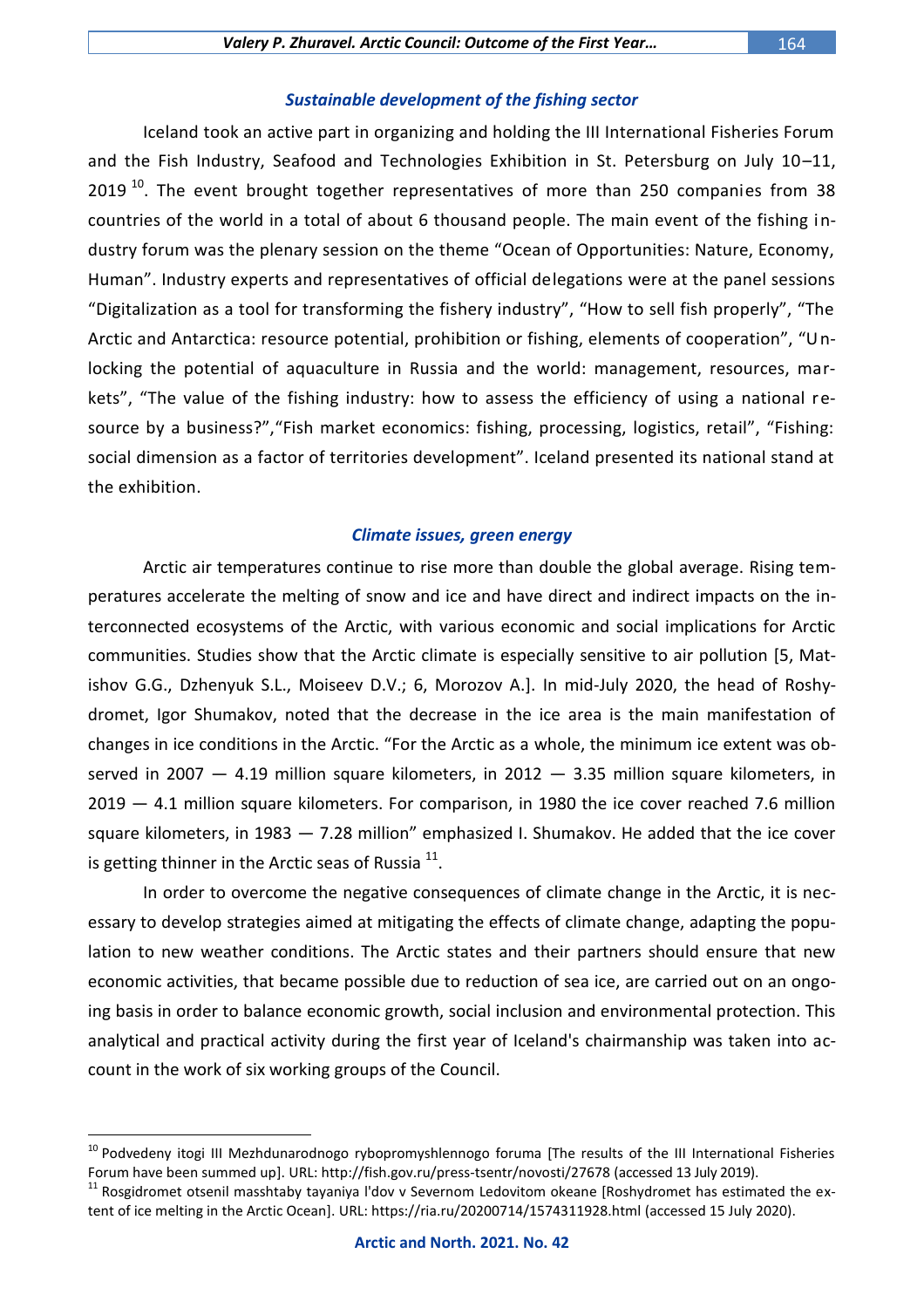### *Sustainable development of the fishing sector*

Iceland took an active part in organizing and holding the III International Fisheries Forum and the Fish Industry, Seafood and Technologies Exhibition in St. Petersburg on July 10–11, 2019 [10]. The event brought together representatives of more than 250 companies from 38 countries of the world in a total of about 6 thousand people. The main event of the fishing industry forum was the plenary session on the theme "Ocean of Opportunities: Nature, Economy, Human". Industry experts and representatives of official delegations were at the panel sessions "Digitalization as a tool for transforming the fishery industry", "How to sell fish properly", "The Arctic and Antarctica: resource potential, prohibition or fishing, elements of cooperation", "Unlocking the potential of aquaculture in Russia and the world: management, resources, markets", "The value of the fishing industry: how to assess the efficiency of using a national resource by a business?","Fish market economics: fishing, processing, logistics, retail", "Fishing: social dimension as a factor of territories development". Iceland presented its national stand at the exhibition.

### *Climate issues, green energy*

Arctic air temperatures continue to rise more than double the global average. Rising temperatures accelerate the melting of snow and ice and have direct and indirect impacts on the interconnected ecosystems of the Arctic, with various economic and social implications for Arctic communities. Studies show that the Arctic climate is especially sensitive to air pollution [5, Matishov G.G., Dzhenyuk S.L., Moiseev D.V.; 6, Morozov A.]. In mid-July 2020, the head of Roshydromet, Igor Shumakov, noted that the decrease in the ice area is the main manifestation of changes in ice conditions in the Arctic. "For the Arctic as a whole, the minimum ice extent was observed in 2007 — 4.19 million square kilometers, in 2012 — 3.35 million square kilometers, in 2019 — 4.1 million square kilometers. For comparison, in 1980 the ice cover reached 7.6 million square kilometers, in 1983 — 7.28 million" emphasized I. Shumakov. He added that the ice cover is getting thinner in the Arctic seas of Russia [11].

In order to overcome the negative consequences of climate change in the Arctic, it is necessary to develop strategies aimed at mitigating the effects of climate change, adapting the population to new weather conditions. The Arctic states and their partners should ensure that new economic activities, that became possible due to reduction of sea ice, are carried out on an ongoing basis in order to balance economic growth, social inclusion and environmental protection. This analytical and practical activity during the first year of Iceland's chairmanship was taken into account in the work of six working groups of the Council.

---

[10] Podvedeny itogi III Mezhdunarodnogo rybopromyshlennogo foruma [The results of the III International Fisheries Forum have been summed up]. URL: http://fish.gov.ru/press-tsentr/novosti/27678 (accessed 13 July 2019).

[11] Rosgidromet otsenil masshtaby tayaniya l'dov v Severnom Ledovitom okeane [Roshydromet has estimated the extent of ice melting in the Arctic Ocean]. URL: https://ria.ru/20200714/1574311928.html (accessed 15 July 2020).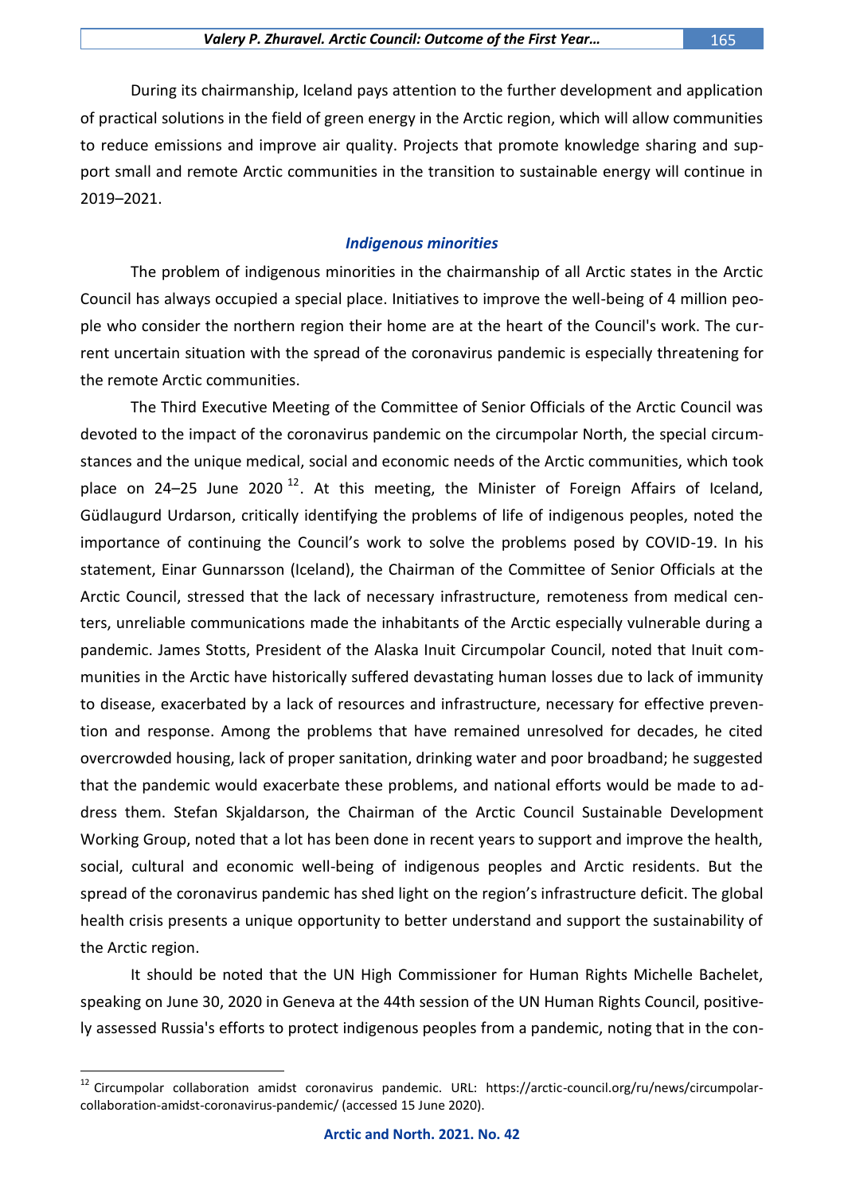During its chairmanship, Iceland pays attention to the further development and application of practical solutions in the field of green energy in the Arctic region, which will allow communities to reduce emissions and improve air quality. Projects that promote knowledge sharing and support small and remote Arctic communities in the transition to sustainable energy will continue in 2019–2021.

### *Indigenous minorities*

The problem of indigenous minorities in the chairmanship of all Arctic states in the Arctic Council has always occupied a special place. Initiatives to improve the well-being of 4 million people who consider the northern region their home are at the heart of the Council's work. The current uncertain situation with the spread of the coronavirus pandemic is especially threatening for the remote Arctic communities.

The Third Executive Meeting of the Committee of Senior Officials of the Arctic Council was devoted to the impact of the coronavirus pandemic on the circumpolar North, the special circumstances and the unique medical, social and economic needs of the Arctic communities, which took place on 24–25 June 2020 [12]. At this meeting, the Minister of Foreign Affairs of Iceland, Güdlaugurd Urdarson, critically identifying the problems of life of indigenous peoples, noted the importance of continuing the Council's work to solve the problems posed by COVID-19. In his statement, Einar Gunnarsson (Iceland), the Chairman of the Committee of Senior Officials at the Arctic Council, stressed that the lack of necessary infrastructure, remoteness from medical centers, unreliable communications made the inhabitants of the Arctic especially vulnerable during a pandemic. James Stotts, President of the Alaska Inuit Circumpolar Council, noted that Inuit communities in the Arctic have historically suffered devastating human losses due to lack of immunity to disease, exacerbated by a lack of resources and infrastructure, necessary for effective prevention and response. Among the problems that have remained unresolved for decades, he cited overcrowded housing, lack of proper sanitation, drinking water and poor broadband; he suggested that the pandemic would exacerbate these problems, and national efforts would be made to address them. Stefan Skjaldarson, the Chairman of the Arctic Council Sustainable Development Working Group, noted that a lot has been done in recent years to support and improve the health, social, cultural and economic well-being of indigenous peoples and Arctic residents. But the spread of the coronavirus pandemic has shed light on the region's infrastructure deficit. The global health crisis presents a unique opportunity to better understand and support the sustainability of the Arctic region.

It should be noted that the UN High Commissioner for Human Rights Michelle Bachelet, speaking on June 30, 2020 in Geneva at the 44th session of the UN Human Rights Council, positively assessed Russia's efforts to protect indigenous peoples from a pandemic, noting that in the con-

---

[12] Circumpolar collaboration amidst coronavirus pandemic. URL: https://arctic-council.org/ru/news/circumpolar-collaboration-amidst-coronavirus-pandemic/ (accessed 15 June 2020).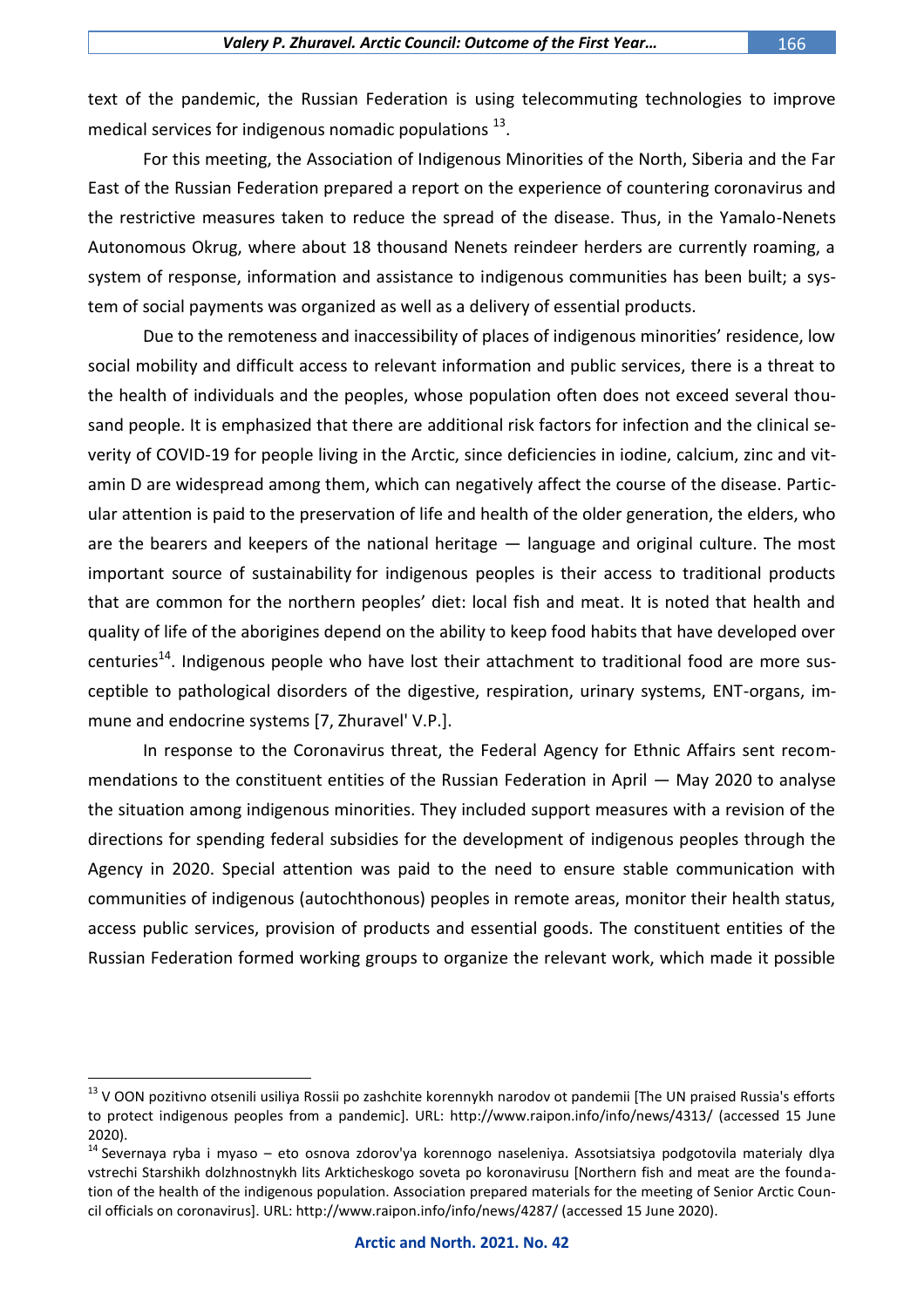text of the pandemic, the Russian Federation is using telecommuting technologies to improve medical services for indigenous nomadic populations [13].

For this meeting, the Association of Indigenous Minorities of the North, Siberia and the Far East of the Russian Federation prepared a report on the experience of countering coronavirus and the restrictive measures taken to reduce the spread of the disease. Thus, in the Yamalo-Nenets Autonomous Okrug, where about 18 thousand Nenets reindeer herders are currently roaming, a system of response, information and assistance to indigenous communities has been built; a system of social payments was organized as well as a delivery of essential products.

Due to the remoteness and inaccessibility of places of indigenous minorities' residence, low social mobility and difficult access to relevant information and public services, there is a threat to the health of individuals and the peoples, whose population often does not exceed several thousand people. It is emphasized that there are additional risk factors for infection and the clinical severity of COVID-19 for people living in the Arctic, since deficiencies in iodine, calcium, zinc and vitamin D are widespread among them, which can negatively affect the course of the disease. Particular attention is paid to the preservation of life and health of the older generation, the elders, who are the bearers and keepers of the national heritage — language and original culture. The most important source of sustainability for indigenous peoples is their access to traditional products that are common for the northern peoples' diet: local fish and meat. It is noted that health and quality of life of the aborigines depend on the ability to keep food habits that have developed over centuries[14]. Indigenous people who have lost their attachment to traditional food are more susceptible to pathological disorders of the digestive, respiration, urinary systems, ENT-organs, immune and endocrine systems [7, Zhuravel' V.P.].

In response to the Coronavirus threat, the Federal Agency for Ethnic Affairs sent recommendations to the constituent entities of the Russian Federation in April — May 2020 to analyse the situation among indigenous minorities. They included support measures with a revision of the directions for spending federal subsidies for the development of indigenous peoples through the Agency in 2020. Special attention was paid to the need to ensure stable communication with communities of indigenous (autochthonous) peoples in remote areas, monitor their health status, access public services, provision of products and essential goods. The constituent entities of the Russian Federation formed working groups to organize the relevant work, which made it possible

---

[13] V OON pozitivno otsenili usiliya Rossii po zashchite korennykh narodov ot pandemii [The UN praised Russia's efforts to protect indigenous peoples from a pandemic]. URL: http://www.raipon.info/info/news/4313/ (accessed 15 June 2020).

[14] Severnaya ryba i myaso – eto osnova zdorov'ya korennogo naseleniya. Assotsiatsiya podgotovila materialy dlya vstrechi Starshikh dolzhnostnykh lits Arkticheskogo soveta po koronavirusu [Northern fish and meat are the foundation of the health of the indigenous population. Association prepared materials for the meeting of Senior Arctic Council officials on coronavirus]. URL: http://www.raipon.info/info/news/4287/ (accessed 15 June 2020).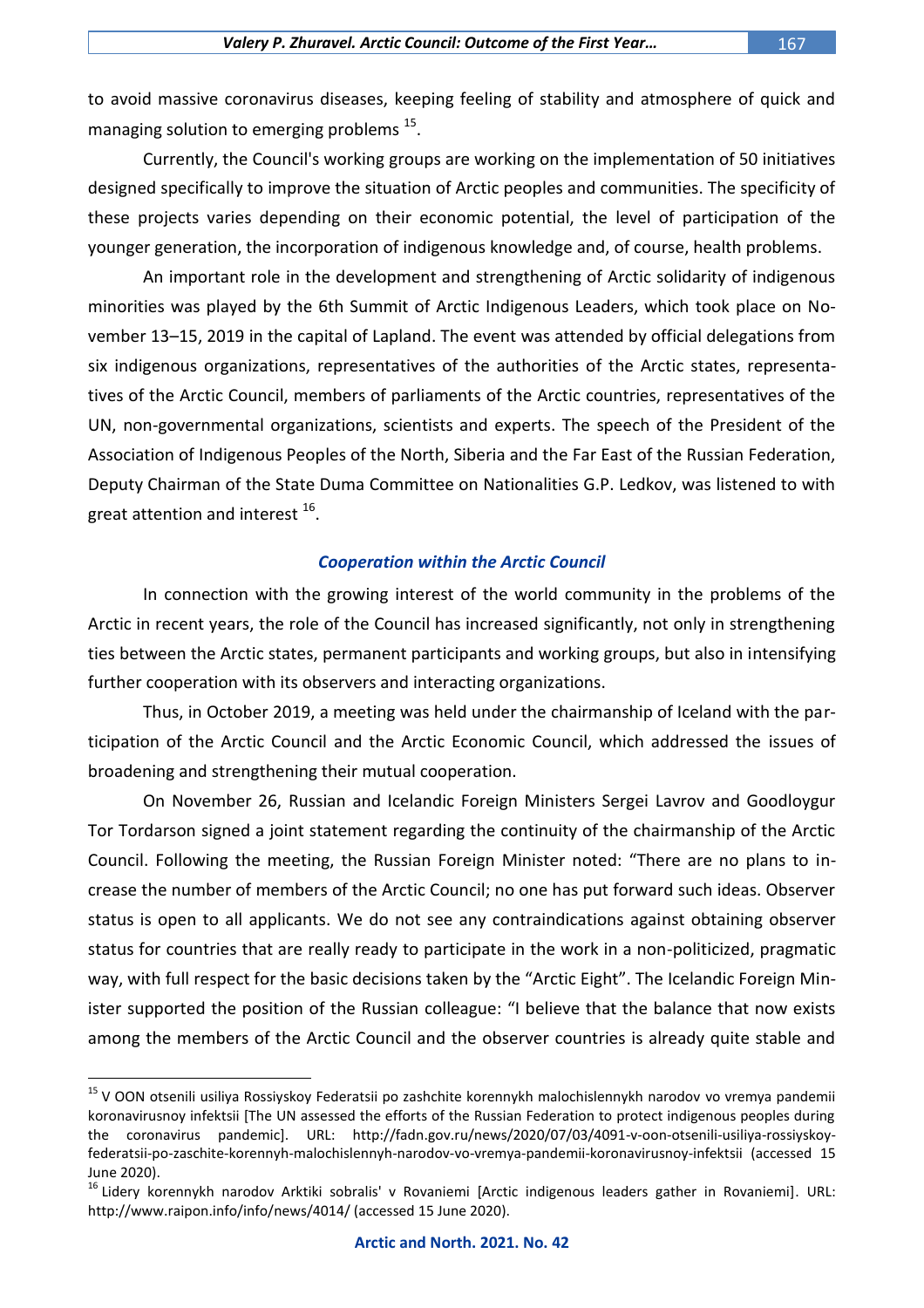to avoid massive coronavirus diseases, keeping feeling of stability and atmosphere of quick and managing solution to emerging problems [15].

Currently, the Council's working groups are working on the implementation of 50 initiatives designed specifically to improve the situation of Arctic peoples and communities. The specificity of these projects varies depending on their economic potential, the level of participation of the younger generation, the incorporation of indigenous knowledge and, of course, health problems.

An important role in the development and strengthening of Arctic solidarity of indigenous minorities was played by the 6th Summit of Arctic Indigenous Leaders, which took place on November 13–15, 2019 in the capital of Lapland. The event was attended by official delegations from six indigenous organizations, representatives of the authorities of the Arctic states, representatives of the Arctic Council, members of parliaments of the Arctic countries, representatives of the UN, non-governmental organizations, scientists and experts. The speech of the President of the Association of Indigenous Peoples of the North, Siberia and the Far East of the Russian Federation, Deputy Chairman of the State Duma Committee on Nationalities G.P. Ledkov, was listened to with great attention and interest [16].

### *Cooperation within the Arctic Council*

In connection with the growing interest of the world community in the problems of the Arctic in recent years, the role of the Council has increased significantly, not only in strengthening ties between the Arctic states, permanent participants and working groups, but also in intensifying further cooperation with its observers and interacting organizations.

Thus, in October 2019, a meeting was held under the chairmanship of Iceland with the participation of the Arctic Council and the Arctic Economic Council, which addressed the issues of broadening and strengthening their mutual cooperation.

On November 26, Russian and Icelandic Foreign Ministers Sergei Lavrov and Goodloygur Tor Tordarson signed a joint statement regarding the continuity of the chairmanship of the Arctic Council. Following the meeting, the Russian Foreign Minister noted: "There are no plans to increase the number of members of the Arctic Council; no one has put forward such ideas. Observer status is open to all applicants. We do not see any contraindications against obtaining observer status for countries that are really ready to participate in the work in a non-politicized, pragmatic way, with full respect for the basic decisions taken by the "Arctic Eight". The Icelandic Foreign Minister supported the position of the Russian colleague: "I believe that the balance that now exists among the members of the Arctic Council and the observer countries is already quite stable and

---

[15] V OON otsenili usiliya Rossiyskoy Federatsii po zashchite korennykh malochislennykh narodov vo vremya pandemii koronavirusnoy infektsii [The UN assessed the efforts of the Russian Federation to protect indigenous peoples during the coronavirus pandemic]. URL: http://fadn.gov.ru/news/2020/07/03/4091-v-oon-otsenili-usiliya-rossiyskoy-federatsii-po-zaschite-korennyh-malochislennyh-narodov-vo-vremya-pandemii-koronavirusnoy-infektsii (accessed 15 June 2020).

[16] Lidery korennykh narodov Arktiki sobralis' v Rovaniemi [Arctic indigenous leaders gather in Rovaniemi]. URL: http://www.raipon.info/info/news/4014/ (accessed 15 June 2020).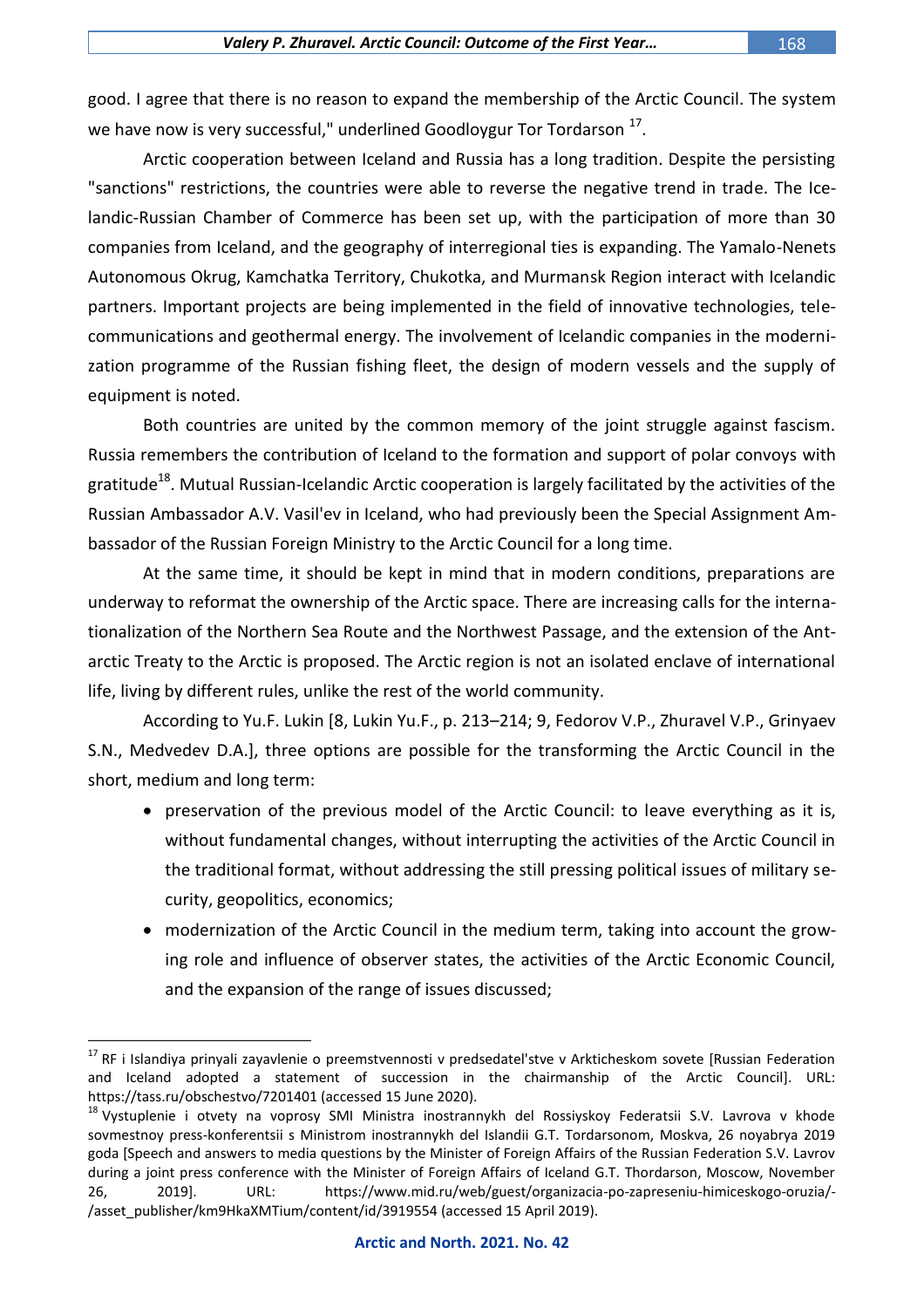good. I agree that there is no reason to expand the membership of the Arctic Council. The system we have now is very successful," underlined Goodloygur Tor Tordarson [17].

Arctic cooperation between Iceland and Russia has a long tradition. Despite the persisting "sanctions" restrictions, the countries were able to reverse the negative trend in trade. The Icelandic-Russian Chamber of Commerce has been set up, with the participation of more than 30 companies from Iceland, and the geography of interregional ties is expanding. The Yamalo-Nenets Autonomous Okrug, Kamchatka Territory, Chukotka, and Murmansk Region interact with Icelandic partners. Important projects are being implemented in the field of innovative technologies, telecommunications and geothermal energy. The involvement of Icelandic companies in the modernization programme of the Russian fishing fleet, the design of modern vessels and the supply of equipment is noted.

Both countries are united by the common memory of the joint struggle against fascism. Russia remembers the contribution of Iceland to the formation and support of polar convoys with gratitude[18]. Mutual Russian-Icelandic Arctic cooperation is largely facilitated by the activities of the Russian Ambassador A.V. Vasil'ev in Iceland, who had previously been the Special Assignment Ambassador of the Russian Foreign Ministry to the Arctic Council for a long time.

At the same time, it should be kept in mind that in modern conditions, preparations are underway to reformat the ownership of the Arctic space. There are increasing calls for the internationalization of the Northern Sea Route and the Northwest Passage, and the extension of the Antarctic Treaty to the Arctic is proposed. The Arctic region is not an isolated enclave of international life, living by different rules, unlike the rest of the world community.

According to Yu.F. Lukin [8, Lukin Yu.F., p. 213–214; 9, Fedorov V.P., Zhuravel V.P., Grinyaev S.N., Medvedev D.A.], three options are possible for the transforming the Arctic Council in the short, medium and long term:

- preservation of the previous model of the Arctic Council: to leave everything as it is, without fundamental changes, without interrupting the activities of the Arctic Council in the traditional format, without addressing the still pressing political issues of military security, geopolitics, economics;
- modernization of the Arctic Council in the medium term, taking into account the growing role and influence of observer states, the activities of the Arctic Economic Council, and the expansion of the range of issues discussed;

---

[17] RF i Islandiya prinyali zayavlenie o preemstvennosti v predsedatel'stve v Arkticheskom sovete [Russian Federation and Iceland adopted a statement of succession in the chairmanship of the Arctic Council]. URL: https://tass.ru/obschestvo/7201401 (accessed 15 June 2020).

[18] Vystuplenie i otvety na voprosy SMI Ministra inostrannykh del Rossiyskoy Federatsii S.V. Lavrova v khode sovmestnoy press-konferentsii s Ministrom inostrannykh del Islandii G.T. Tordarsonom, Moskva, 26 noyabrya 2019 goda [Speech and answers to media questions by the Minister of Foreign Affairs of the Russian Federation S.V. Lavrov during a joint press conference with the Minister of Foreign Affairs of Iceland G.T. Thordarson, Moscow, November 26, 2019]. URL: https://www.mid.ru/web/guest/organizacia-po-zapreseniu-himiceskogo-oruzia/-/asset_publisher/km9HkaXMTium/content/id/3919554 (accessed 15 April 2019).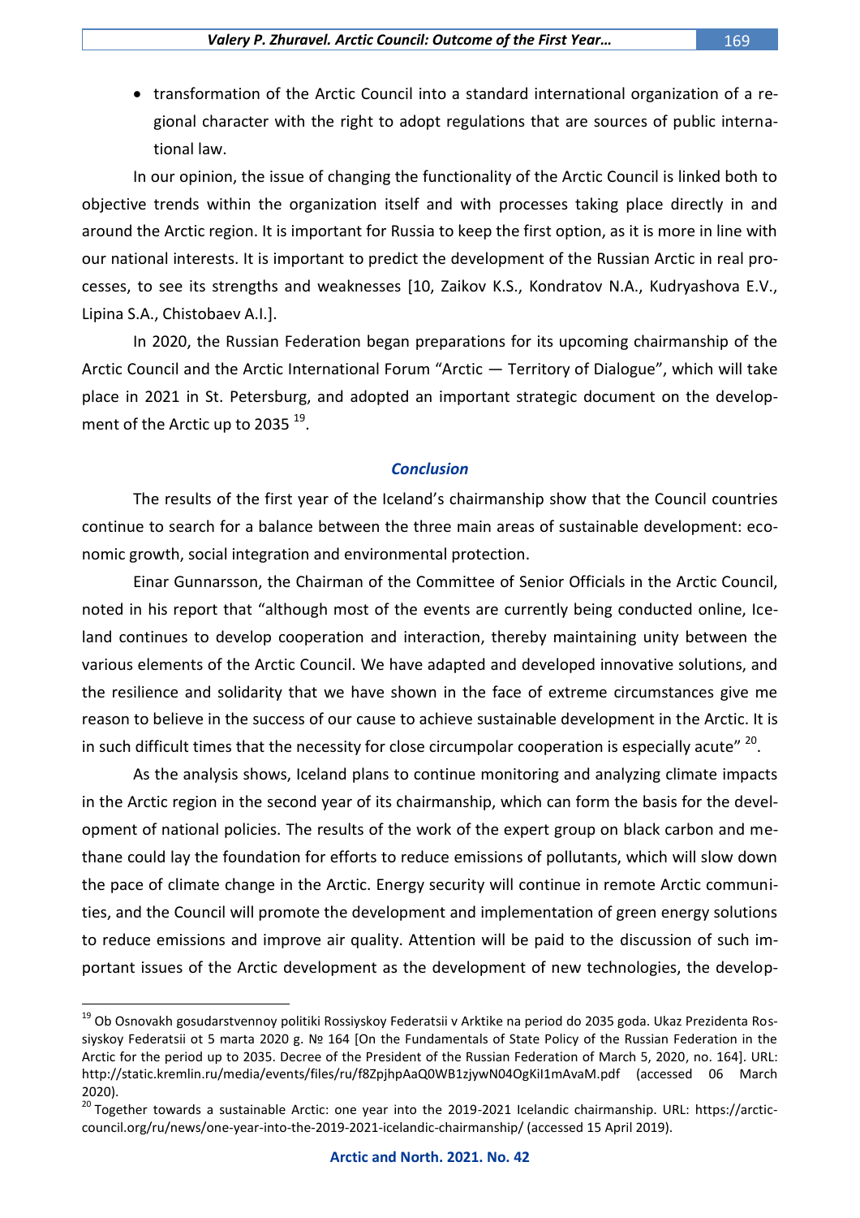- transformation of the Arctic Council into a standard international organization of a regional character with the right to adopt regulations that are sources of public international law.

In our opinion, the issue of changing the functionality of the Arctic Council is linked both to objective trends within the organization itself and with processes taking place directly in and around the Arctic region. It is important for Russia to keep the first option, as it is more in line with our national interests. It is important to predict the development of the Russian Arctic in real processes, to see its strengths and weaknesses [10, Zaikov K.S., Kondratov N.A., Kudryashova E.V., Lipina S.A., Chistobaev A.I.].

In 2020, the Russian Federation began preparations for its upcoming chairmanship of the Arctic Council and the Arctic International Forum "Arctic — Territory of Dialogue", which will take place in 2021 in St. Petersburg, and adopted an important strategic document on the development of the Arctic up to 2035 [19].

## Conclusion

The results of the first year of the Iceland's chairmanship show that the Council countries continue to search for a balance between the three main areas of sustainable development: economic growth, social integration and environmental protection.

Einar Gunnarsson, the Chairman of the Committee of Senior Officials in the Arctic Council, noted in his report that "although most of the events are currently being conducted online, Iceland continues to develop cooperation and interaction, thereby maintaining unity between the various elements of the Arctic Council. We have adapted and developed innovative solutions, and the resilience and solidarity that we have shown in the face of extreme circumstances give me reason to believe in the success of our cause to achieve sustainable development in the Arctic. It is in such difficult times that the necessity for close circumpolar cooperation is especially acute" [20].

As the analysis shows, Iceland plans to continue monitoring and analyzing climate impacts in the Arctic region in the second year of its chairmanship, which can form the basis for the development of national policies. The results of the work of the expert group on black carbon and methane could lay the foundation for efforts to reduce emissions of pollutants, which will slow down the pace of climate change in the Arctic. Energy security will continue in remote Arctic communities, and the Council will promote the development and implementation of green energy solutions to reduce emissions and improve air quality. Attention will be paid to the discussion of such important issues of the Arctic development as the development of new technologies, the develop-

---

[19] Ob Osnovakh gosudarstvennoy politiki Rossiyskoy Federatsii v Arktike na period do 2035 goda. Ukaz Prezidenta Rossiyskoy Federatsii ot 5 marta 2020 g. № 164 [On the Fundamentals of State Policy of the Russian Federation in the Arctic for the period up to 2035. Decree of the President of the Russian Federation of March 5, 2020, no. 164]. URL: http://static.kremlin.ru/media/events/files/ru/f8ZpjhpAaQ0WB1zjywN04OgKil1mAvaM.pdf (accessed 06 March 2020).

[20] Together towards a sustainable Arctic: one year into the 2019-2021 Icelandic chairmanship. URL: https://arctic-council.org/ru/news/one-year-into-the-2019-2021-icelandic-chairmanship/ (accessed 15 April 2019).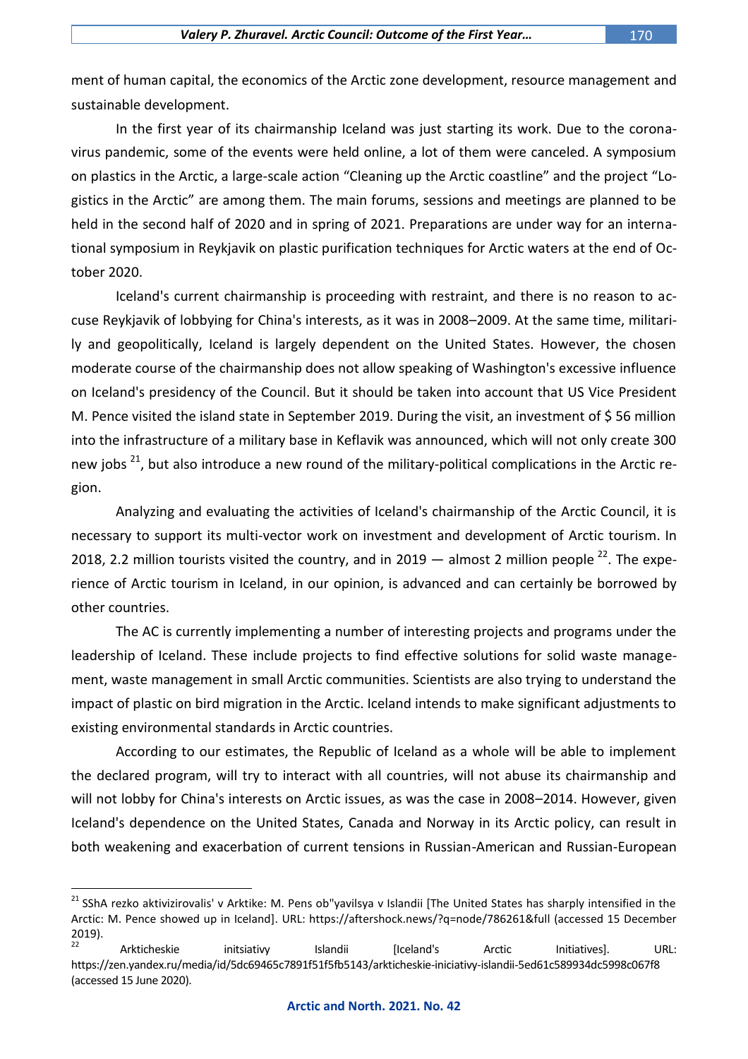ment of human capital, the economics of the Arctic zone development, resource management and sustainable development.

In the first year of its chairmanship Iceland was just starting its work. Due to the coronavirus pandemic, some of the events were held online, a lot of them were canceled. A symposium on plastics in the Arctic, a large-scale action "Cleaning up the Arctic coastline" and the project "Logistics in the Arctic" are among them. The main forums, sessions and meetings are planned to be held in the second half of 2020 and in spring of 2021. Preparations are under way for an international symposium in Reykjavik on plastic purification techniques for Arctic waters at the end of October 2020.

Iceland's current chairmanship is proceeding with restraint, and there is no reason to accuse Reykjavik of lobbying for China's interests, as it was in 2008–2009. At the same time, militarily and geopolitically, Iceland is largely dependent on the United States. However, the chosen moderate course of the chairmanship does not allow speaking of Washington's excessive influence on Iceland's presidency of the Council. But it should be taken into account that US Vice President M. Pence visited the island state in September 2019. During the visit, an investment of $ 56 million into the infrastructure of a military base in Keflavik was announced, which will not only create 300 new jobs [21], but also introduce a new round of the military-political complications in the Arctic region.

Analyzing and evaluating the activities of Iceland's chairmanship of the Arctic Council, it is necessary to support its multi-vector work on investment and development of Arctic tourism. In 2018, 2.2 million tourists visited the country, and in 2019 — almost 2 million people [22]. The experience of Arctic tourism in Iceland, in our opinion, is advanced and can certainly be borrowed by other countries.

The AC is currently implementing a number of interesting projects and programs under the leadership of Iceland. These include projects to find effective solutions for solid waste management, waste management in small Arctic communities. Scientists are also trying to understand the impact of plastic on bird migration in the Arctic. Iceland intends to make significant adjustments to existing environmental standards in Arctic countries.

According to our estimates, the Republic of Iceland as a whole will be able to implement the declared program, will try to interact with all countries, will not abuse its chairmanship and will not lobby for China's interests on Arctic issues, as was the case in 2008–2014. However, given Iceland's dependence on the United States, Canada and Norway in its Arctic policy, can result in both weakening and exacerbation of current tensions in Russian-American and Russian-European

---

[21] SShA rezko aktivizirovalis' v Arktike: M. Pens ob"yavilsya v Islandii [The United States has sharply intensified in the Arctic: M. Pence showed up in Iceland]. URL: https://aftershock.news/?q=node/786261&full (accessed 15 December 2019).

[22] Arkticheskie initsiativy Islandii [Iceland's Arctic Initiatives]. URL: https://zen.yandex.ru/media/id/5dc69465c7891f51f5fb5143/arkticheskie-iniciativy-islandii-5ed61c589934dc5998c067f8 (accessed 15 June 2020).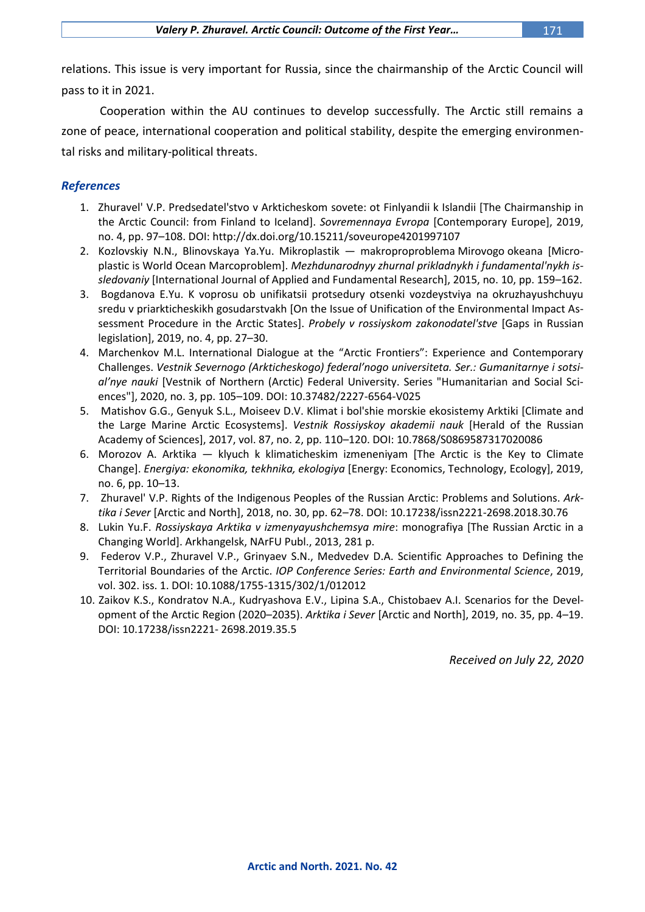relations. This issue is very important for Russia, since the chairmanship of the Arctic Council will pass to it in 2021.

Cooperation within the AU continues to develop successfully. The Arctic still remains a zone of peace, international cooperation and political stability, despite the emerging environmental risks and military-political threats.

## *References*

1. Zhuravel' V.P. Predsedatel'stvo v Arkticheskom sovete: ot Finlyandii k Islandii [The Chairmanship in the Arctic Council: from Finland to Iceland]. *Sovremennaya Evropa* [Contemporary Europe], 2019, no. 4, pp. 97–108. DOI: http://dx.doi.org/10.15211/soveurope4201997107
2. Kozlovskiy N.N., Blinovskaya Ya.Yu. Mikroplastik — makroproproblema Mirovogo okeana [Microplastic is World Ocean Marcoproblem]. *Mezhdunarodnyy zhurnal prikladnykh i fundamental'nykh issledovaniy* [International Journal of Applied and Fundamental Research], 2015, no. 10, pp. 159–162.
3. Bogdanova E.Yu. K voprosu ob unifikatsii protsedury otsenki vozdeystviya na okruzhayushchuyu sredu v priarkticheskikh gosudarstvakh [On the Issue of Unification of the Environmental Impact Assessment Procedure in the Arctic States]. *Probely v rossiyskom zakonodatel'stve* [Gaps in Russian legislation], 2019, no. 4, pp. 27–30.
4. Marchenkov M.L. International Dialogue at the "Arctic Frontiers": Experience and Contemporary Challenges. *Vestnik Severnogo (Arkticheskogo) federal'nogo universiteta. Ser.: Gumanitarnye i sotsial'nye nauki* [Vestnik of Northern (Arctic) Federal University. Series "Humanitarian and Social Sciences"], 2020, no. 3, pp. 105–109. DOI: 10.37482/2227-6564-V025
5. Matishov G.G., Genyuk S.L., Moiseev D.V. Klimat i bol'shie morskie ekosistemy Arktiki [Climate and the Large Marine Arctic Ecosystems]. *Vestnik Rossiyskoy akademii nauk* [Herald of the Russian Academy of Sciences], 2017, vol. 87, no. 2, pp. 110–120. DOI: 10.7868/S0869587317020086
6. Morozov A. Arktika — klyuch k klimaticheskim izmeneniyam [The Arctic is the Key to Climate Change]. *Energiya: ekonomika, tekhnika, ekologiya* [Energy: Economics, Technology, Ecology], 2019, no. 6, pp. 10–13.
7. Zhuravel' V.P. Rights of the Indigenous Peoples of the Russian Arctic: Problems and Solutions. *Arktika i Sever* [Arctic and North], 2018, no. 30, pp. 62–78. DOI: 10.17238/issn2221-2698.2018.30.76
8. Lukin Yu.F. *Rossiyskaya Arktika v izmenyayushchemsya mire*: monografiya [The Russian Arctic in a Changing World]. Arkhangelsk, NArFU Publ., 2013, 281 p.
9. Federov V.P., Zhuravel V.P., Grinyaev S.N., Medvedev D.A. Scientific Approaches to Defining the Territorial Boundaries of the Arctic. *IOP Conference Series: Earth and Environmental Science*, 2019, vol. 302. iss. 1. DOI: 10.1088/1755-1315/302/1/012012
10. Zaikov K.S., Kondratov N.A., Kudryashova E.V., Lipina S.A., Chistobaev A.I. Scenarios for the Development of the Arctic Region (2020–2035). *Arktika i Sever* [Arctic and North], 2019, no. 35, pp. 4–19. DOI: 10.17238/issn2221- 2698.2019.35.5

*Received on July 22, 2020*